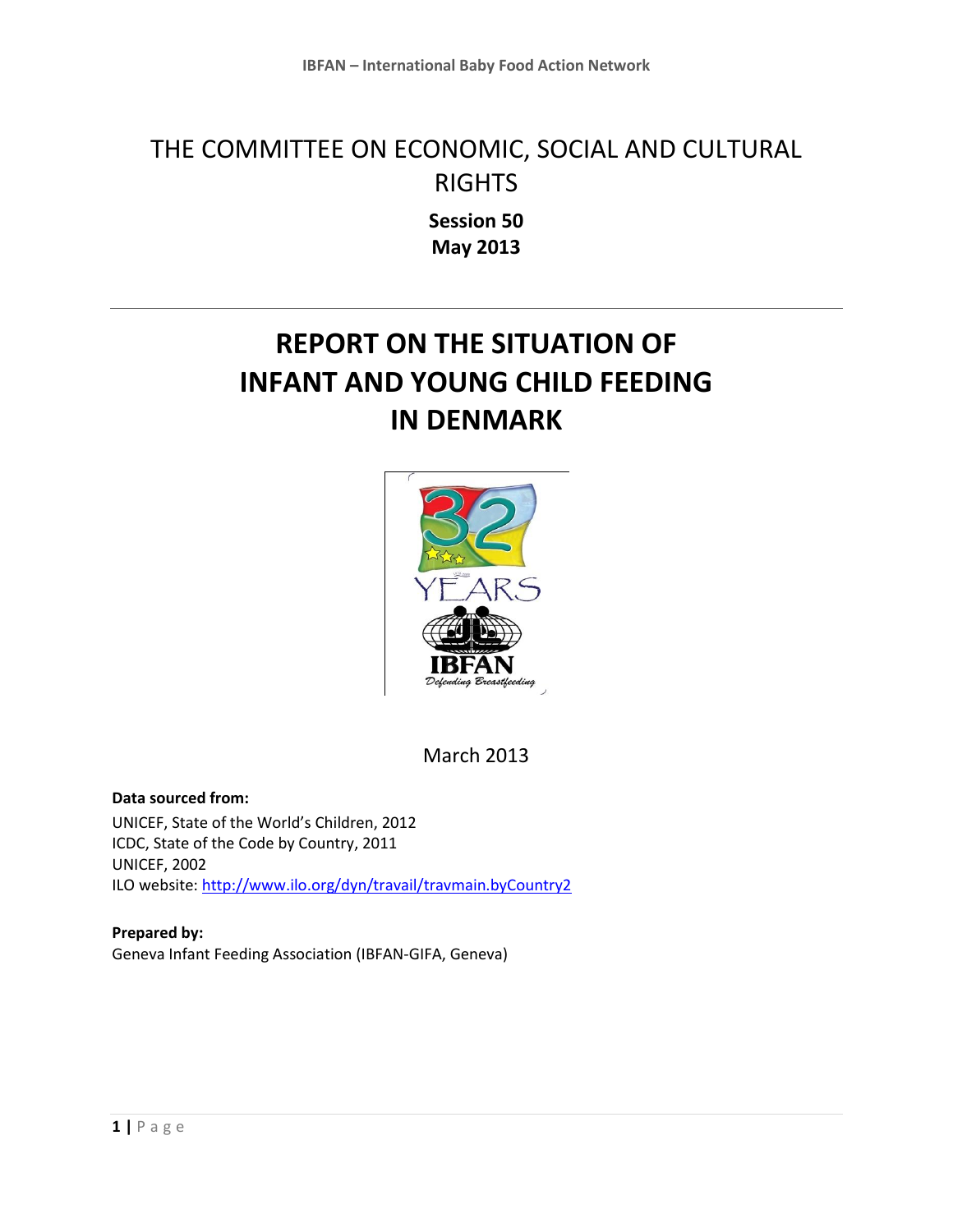# THE COMMITTEE ON ECONOMIC, SOCIAL AND CULTURAL RIGHTS

**Session 50**
**May 2013**

# REPORT ON THE SITUATION OF INFANT AND YOUNG CHILD FEEDING IN DENMARK

March 2013

**Data sourced from:**
UNICEF, State of the World's Children, 2012
ICDC, State of the Code by Country, 2011
UNICEF, 2002
ILO website: http://www.ilo.org/dyn/travail/travmain.byCountry2

**Prepared by:**
Geneva Infant Feeding Association (IBFAN-GIFA, Geneva)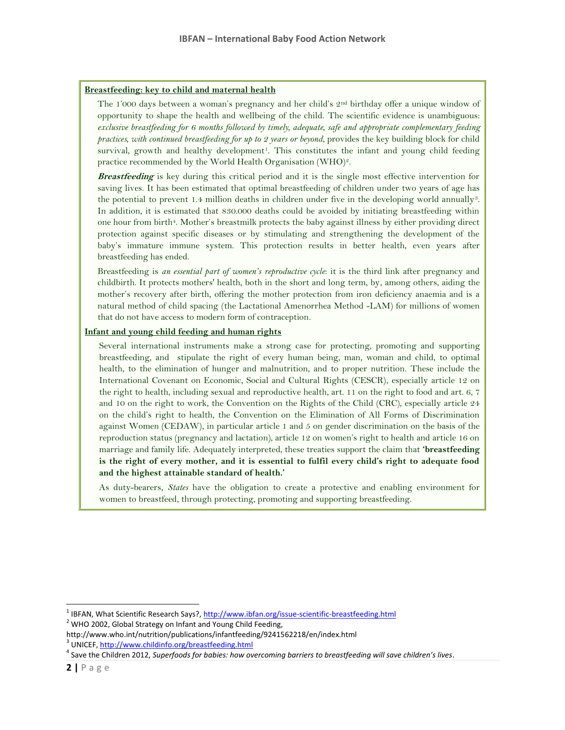## Breastfeeding: key to child and maternal health

The 1'000 days between a woman's pregnancy and her child's 2nd birthday offer a unique window of opportunity to shape the health and wellbeing of the child. The scientific evidence is unambiguous: *exclusive breastfeeding for 6 months followed by timely, adequate, safe and appropriate complementary feeding practices, with continued breastfeeding for up to 2 years or beyond*, provides the key building block for child survival, growth and healthy development[1]. This constitutes the infant and young child feeding practice recommended by the World Health Organisation (WHO)[2].

***Breastfeeding*** is key during this critical period and it is the single most effective intervention for saving lives. It has been estimated that optimal breastfeeding of children under two years of age has the potential to prevent 1.4 million deaths in children under five in the developing world annually[3]. In addition, it is estimated that 830.000 deaths could be avoided by initiating breastfeeding within one hour from birth[4]. Mother's breastmilk protects the baby against illness by either providing direct protection against specific diseases or by stimulating and strengthening the development of the baby's immature immune system. This protection results in better health, even years after breastfeeding has ended.

Breastfeeding is *an essential part of women's reproductive cycle*: it is the third link after pregnancy and childbirth. It protects mothers' health, both in the short and long term, by, among others, aiding the mother's recovery after birth, offering the mother protection from iron deficiency anaemia and is a natural method of child spacing (the Lactational Amenorrhea Method -LAM) for millions of women that do not have access to modern form of contraception.

## Infant and young child feeding and human rights

Several international instruments make a strong case for protecting, promoting and supporting breastfeeding, and stipulate the right of every human being, man, woman and child, to optimal health, to the elimination of hunger and malnutrition, and to proper nutrition. These include the International Covenant on Economic, Social and Cultural Rights (CESCR), especially article 12 on the right to health, including sexual and reproductive health, art. 11 on the right to food and art. 6, 7 and 10 on the right to work, the Convention on the Rights of the Child (CRC), especially article 24 on the child's right to health, the Convention on the Elimination of All Forms of Discrimination against Women (CEDAW), in particular article 1 and 5 on gender discrimination on the basis of the reproduction status (pregnancy and lactation), article 12 on women's right to health and article 16 on marriage and family life. Adequately interpreted, these treaties support the claim that **'breastfeeding is the right of every mother, and it is essential to fulfil every child's right to adequate food and the highest attainable standard of health.'**

As duty-bearers, *States* have the obligation to create a protective and enabling environment for women to breastfeed, through protecting, promoting and supporting breastfeeding.

---

[1] IBFAN, What Scientific Research Says?, http://www.ibfan.org/issue-scientific-breastfeeding.html

[2] WHO 2002, Global Strategy on Infant and Young Child Feeding, http://www.who.int/nutrition/publications/infantfeeding/9241562218/en/index.html

[3] UNICEF, http://www.childinfo.org/breastfeeding.html

[4] Save the Children 2012, *Superfoods for babies: how overcoming barriers to breastfeeding will save children's lives*.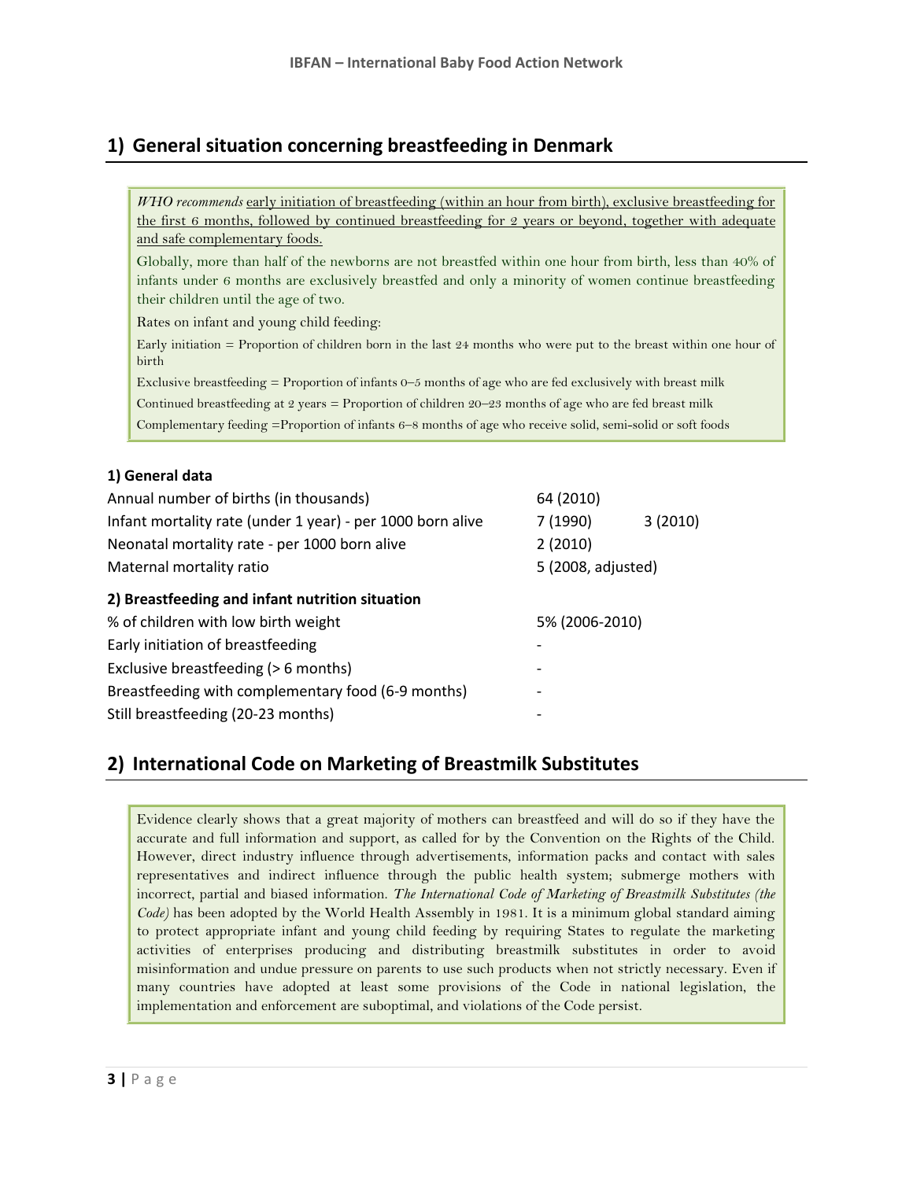## 1) General situation concerning breastfeeding in Denmark

*WHO recommends* early initiation of breastfeeding (within an hour from birth), exclusive breastfeeding for the first 6 months, followed by continued breastfeeding for 2 years or beyond, together with adequate and safe complementary foods.

Globally, more than half of the newborns are not breastfed within one hour from birth, less than 40% of infants under 6 months are exclusively breastfed and only a minority of women continue breastfeeding their children until the age of two.

Rates on infant and young child feeding:

Early initiation = Proportion of children born in the last 24 months who were put to the breast within one hour of birth

Exclusive breastfeeding = Proportion of infants 0–5 months of age who are fed exclusively with breast milk

Continued breastfeeding at 2 years = Proportion of children 20–23 months of age who are fed breast milk

Complementary feeding =Proportion of infants 6–8 months of age who receive solid, semi-solid or soft foods

### 1) General data

| | | |
|---|---|---|
| Annual number of births (in thousands) | 64 (2010) | |
| Infant mortality rate (under 1 year) - per 1000 born alive | 7 (1990) | 3 (2010) |
| Neonatal mortality rate - per 1000 born alive | 2 (2010) | |
| Maternal mortality ratio | 5 (2008, adjusted) | |

### 2) Breastfeeding and infant nutrition situation

| | |
|---|---|
| % of children with low birth weight | 5% (2006-2010) |
| Early initiation of breastfeeding | - |
| Exclusive breastfeeding (> 6 months) | - |
| Breastfeeding with complementary food (6-9 months) | - |
| Still breastfeeding (20-23 months) | - |

## 2) International Code on Marketing of Breastmilk Substitutes

Evidence clearly shows that a great majority of mothers can breastfeed and will do so if they have the accurate and full information and support, as called for by the Convention on the Rights of the Child. However, direct industry influence through advertisements, information packs and contact with sales representatives and indirect influence through the public health system; submerge mothers with incorrect, partial and biased information. *The International Code of Marketing of Breastmilk Substitutes (the Code)* has been adopted by the World Health Assembly in 1981. It is a minimum global standard aiming to protect appropriate infant and young child feeding by requiring States to regulate the marketing activities of enterprises producing and distributing breastmilk substitutes in order to avoid misinformation and undue pressure on parents to use such products when not strictly necessary. Even if many countries have adopted at least some provisions of the Code in national legislation, the implementation and enforcement are suboptimal, and violations of the Code persist.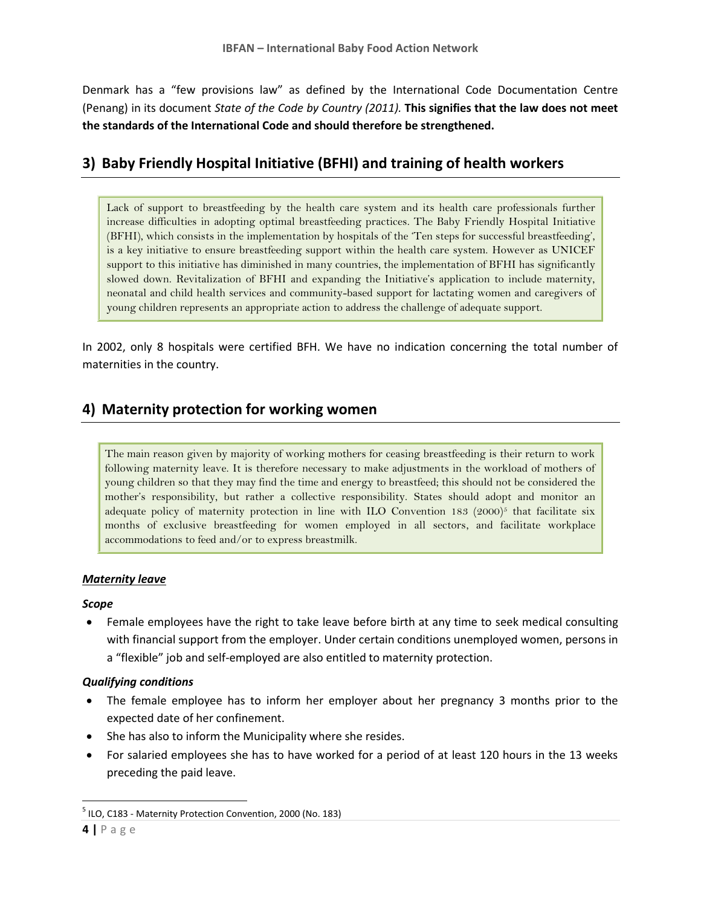Denmark has a "few provisions law" as defined by the International Code Documentation Centre (Penang) in its document *State of the Code by Country (2011).* **This signifies that the law does not meet the standards of the International Code and should therefore be strengthened.**

## 3) Baby Friendly Hospital Initiative (BFHI) and training of health workers

> Lack of support to breastfeeding by the health care system and its health care professionals further increase difficulties in adopting optimal breastfeeding practices. The Baby Friendly Hospital Initiative (BFHI), which consists in the implementation by hospitals of the 'Ten steps for successful breastfeeding', is a key initiative to ensure breastfeeding support within the health care system. However as UNICEF support to this initiative has diminished in many countries, the implementation of BFHI has significantly slowed down. Revitalization of BFHI and expanding the Initiative's application to include maternity, neonatal and child health services and community-based support for lactating women and caregivers of young children represents an appropriate action to address the challenge of adequate support.

In 2002, only 8 hospitals were certified BFH. We have no indication concerning the total number of maternities in the country.

## 4) Maternity protection for working women

> The main reason given by majority of working mothers for ceasing breastfeeding is their return to work following maternity leave. It is therefore necessary to make adjustments in the workload of mothers of young children so that they may find the time and energy to breastfeed; this should not be considered the mother's responsibility, but rather a collective responsibility. States should adopt and monitor an adequate policy of maternity protection in line with ILO Convention 183 (2000)[5] that facilitate six months of exclusive breastfeeding for women employed in all sectors, and facilitate workplace accommodations to feed and/or to express breastmilk.

***Maternity leave***

***Scope***

- Female employees have the right to take leave before birth at any time to seek medical consulting with financial support from the employer. Under certain conditions unemployed women, persons in a "flexible" job and self-employed are also entitled to maternity protection.

***Qualifying conditions***

- The female employee has to inform her employer about her pregnancy 3 months prior to the expected date of her confinement.
- She has also to inform the Municipality where she resides.
- For salaried employees she has to have worked for a period of at least 120 hours in the 13 weeks preceding the paid leave.

[5] ILO, C183 - Maternity Protection Convention, 2000 (No. 183)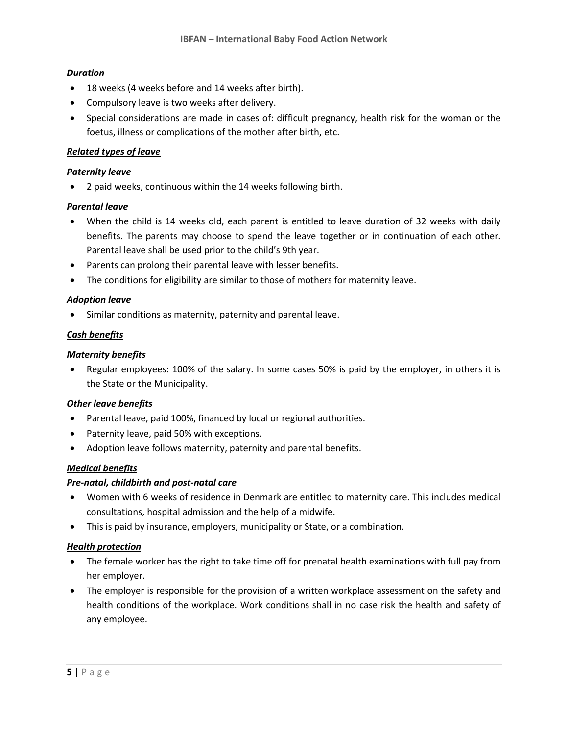***Duration***

- 18 weeks (4 weeks before and 14 weeks after birth).
- Compulsory leave is two weeks after delivery.
- Special considerations are made in cases of: difficult pregnancy, health risk for the woman or the foetus, illness or complications of the mother after birth, etc.

***<u>Related types of leave</u>***

***Paternity leave***

- 2 paid weeks, continuous within the 14 weeks following birth.

***Parental leave***

- When the child is 14 weeks old, each parent is entitled to leave duration of 32 weeks with daily benefits. The parents may choose to spend the leave together or in continuation of each other. Parental leave shall be used prior to the child's 9th year.
- Parents can prolong their parental leave with lesser benefits.
- The conditions for eligibility are similar to those of mothers for maternity leave.

***Adoption leave***

- Similar conditions as maternity, paternity and parental leave.

***<u>Cash benefits</u>***

***Maternity benefits***

- Regular employees: 100% of the salary. In some cases 50% is paid by the employer, in others it is the State or the Municipality.

***Other leave benefits***

- Parental leave, paid 100%, financed by local or regional authorities.
- Paternity leave, paid 50% with exceptions.
- Adoption leave follows maternity, paternity and parental benefits.

***<u>Medical benefits</u>***

***Pre-natal, childbirth and post-natal care***

- Women with 6 weeks of residence in Denmark are entitled to maternity care. This includes medical consultations, hospital admission and the help of a midwife.
- This is paid by insurance, employers, municipality or State, or a combination.

***<u>Health protection</u>***

- The female worker has the right to take time off for prenatal health examinations with full pay from her employer.
- The employer is responsible for the provision of a written workplace assessment on the safety and health conditions of the workplace. Work conditions shall in no case risk the health and safety of any employee.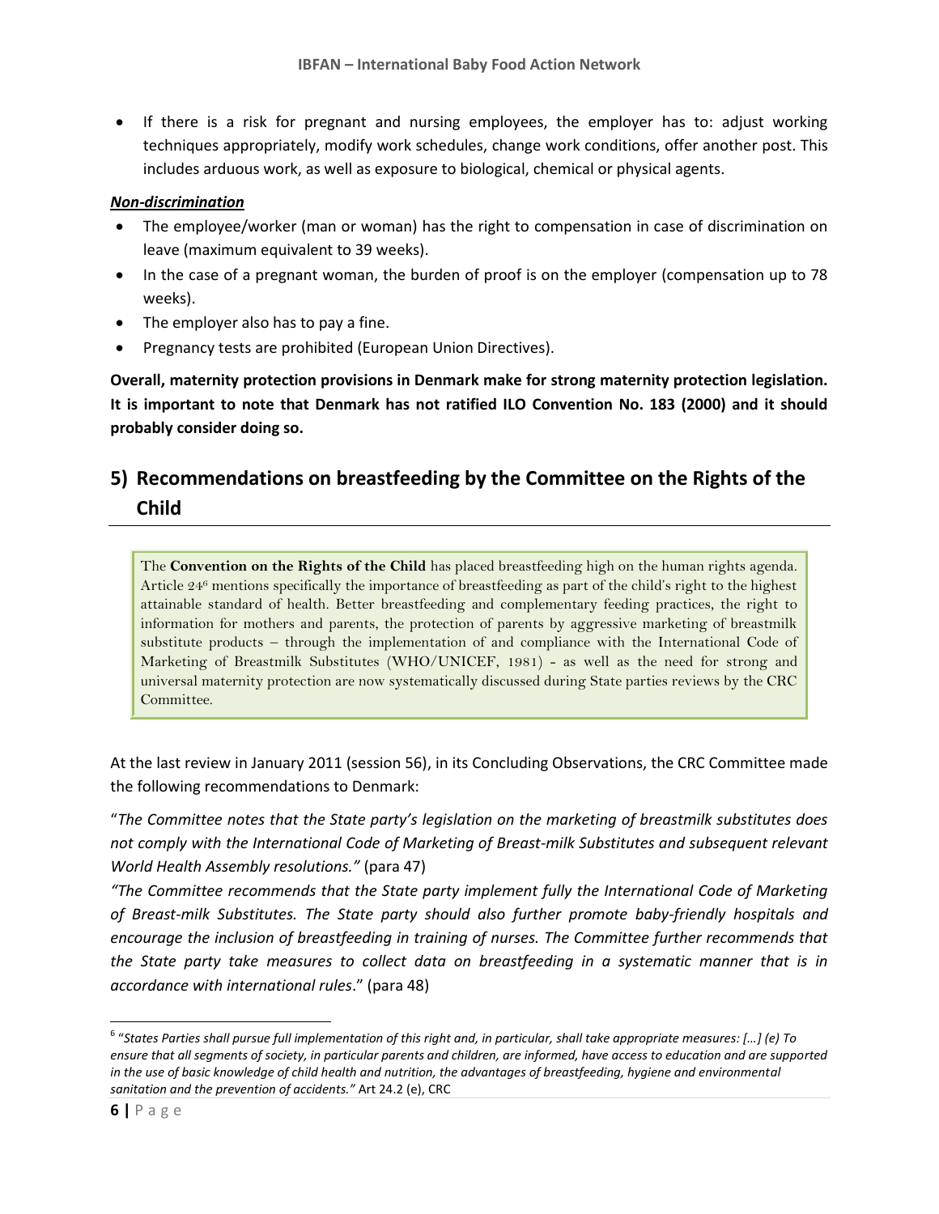- If there is a risk for pregnant and nursing employees, the employer has to: adjust working techniques appropriately, modify work schedules, change work conditions, offer another post. This includes arduous work, as well as exposure to biological, chemical or physical agents.

***Non-discrimination***

- The employee/worker (man or woman) has the right to compensation in case of discrimination on leave (maximum equivalent to 39 weeks).
- In the case of a pregnant woman, the burden of proof is on the employer (compensation up to 78 weeks).
- The employer also has to pay a fine.
- Pregnancy tests are prohibited (European Union Directives).

**Overall, maternity protection provisions in Denmark make for strong maternity protection legislation. It is important to note that Denmark has not ratified ILO Convention No. 183 (2000) and it should probably consider doing so.**

## 5) Recommendations on breastfeeding by the Committee on the Rights of the Child

> The **Convention on the Rights of the Child** has placed breastfeeding high on the human rights agenda. Article 24[6] mentions specifically the importance of breastfeeding as part of the child's right to the highest attainable standard of health. Better breastfeeding and complementary feeding practices, the right to information for mothers and parents, the protection of parents by aggressive marketing of breastmilk substitute products – through the implementation of and compliance with the International Code of Marketing of Breastmilk Substitutes (WHO/UNICEF, 1981) - as well as the need for strong and universal maternity protection are now systematically discussed during State parties reviews by the CRC Committee.

At the last review in January 2011 (session 56), in its Concluding Observations, the CRC Committee made the following recommendations to Denmark:

"*The Committee notes that the State party's legislation on the marketing of breastmilk substitutes does not comply with the International Code of Marketing of Breast-milk Substitutes and subsequent relevant World Health Assembly resolutions.*" (para 47)

"*The Committee recommends that the State party implement fully the International Code of Marketing of Breast-milk Substitutes. The State party should also further promote baby-friendly hospitals and encourage the inclusion of breastfeeding in training of nurses. The Committee further recommends that the State party take measures to collect data on breastfeeding in a systematic manner that is in accordance with international rules*." (para 48)

---

[6] "*States Parties shall pursue full implementation of this right and, in particular, shall take appropriate measures: […] (e) To ensure that all segments of society, in particular parents and children, are informed, have access to education and are supported in the use of basic knowledge of child health and nutrition, the advantages of breastfeeding, hygiene and environmental sanitation and the prevention of accidents.*" Art 24.2 (e), CRC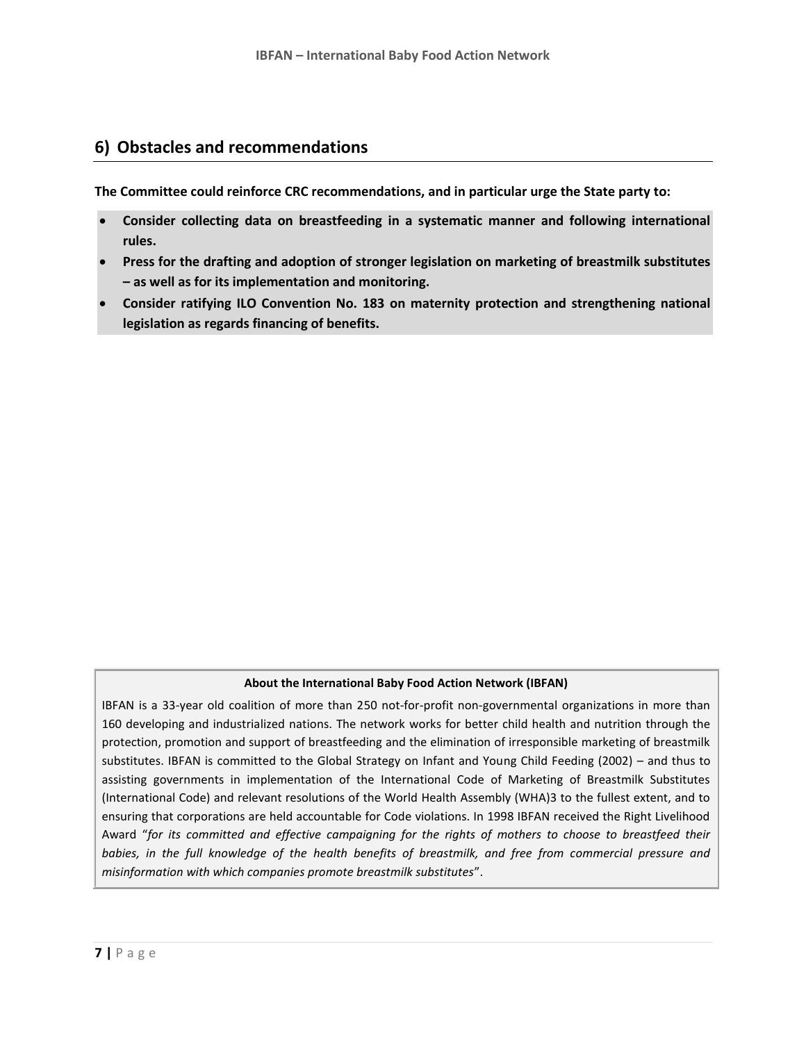## 6) Obstacles and recommendations

**The Committee could reinforce CRC recommendations, and in particular urge the State party to:**

- **Consider collecting data on breastfeeding in a systematic manner and following international rules.**
- **Press for the drafting and adoption of stronger legislation on marketing of breastmilk substitutes – as well as for its implementation and monitoring.**
- **Consider ratifying ILO Convention No. 183 on maternity protection and strengthening national legislation as regards financing of benefits.**

**About the International Baby Food Action Network (IBFAN)**

IBFAN is a 33-year old coalition of more than 250 not-for-profit non-governmental organizations in more than 160 developing and industrialized nations. The network works for better child health and nutrition through the protection, promotion and support of breastfeeding and the elimination of irresponsible marketing of breastmilk substitutes. IBFAN is committed to the Global Strategy on Infant and Young Child Feeding (2002) – and thus to assisting governments in implementation of the International Code of Marketing of Breastmilk Substitutes (International Code) and relevant resolutions of the World Health Assembly (WHA)3 to the fullest extent, and to ensuring that corporations are held accountable for Code violations. In 1998 IBFAN received the Right Livelihood Award "*for its committed and effective campaigning for the rights of mothers to choose to breastfeed their babies, in the full knowledge of the health benefits of breastmilk, and free from commercial pressure and misinformation with which companies promote breastmilk substitutes*".